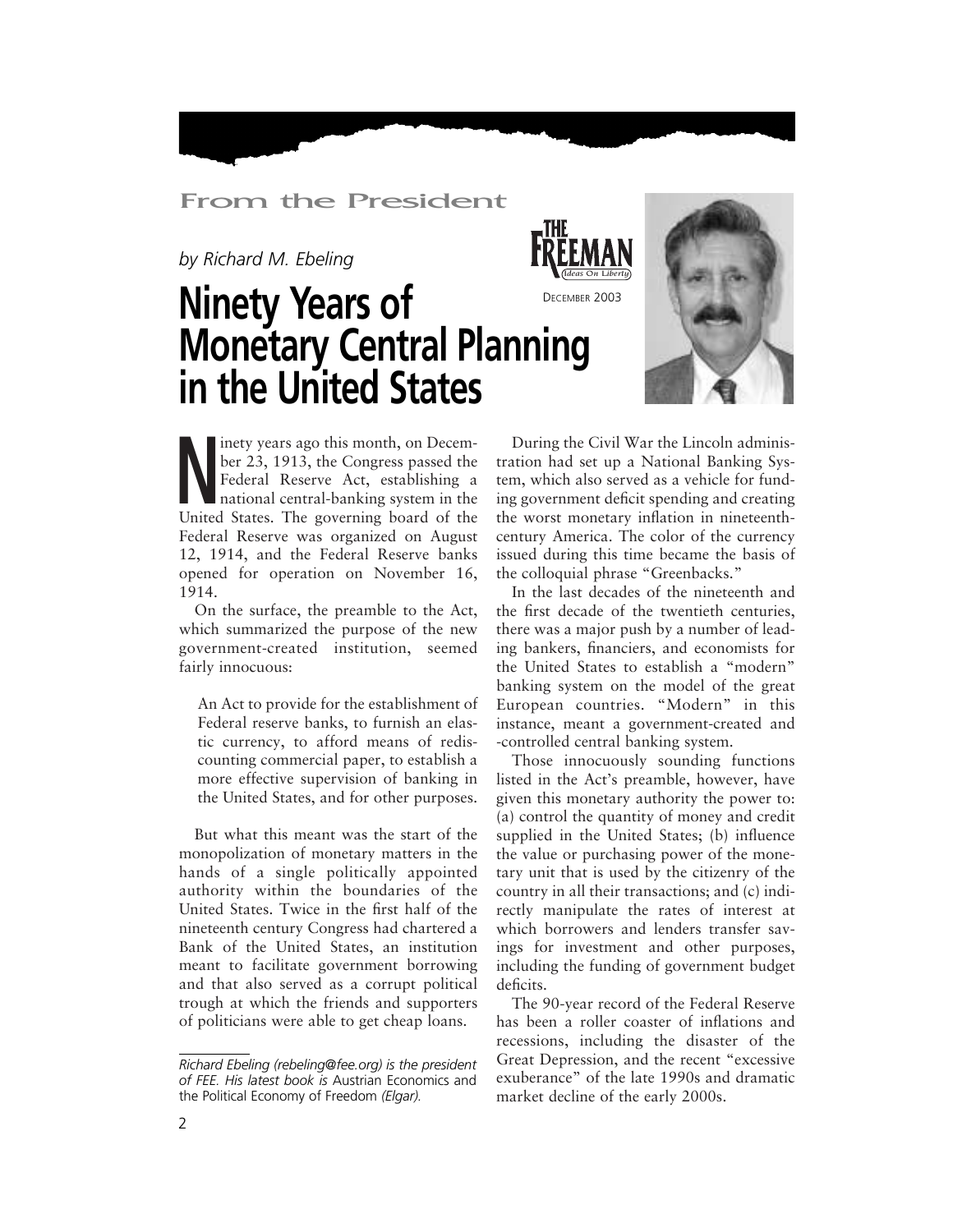From the President

*by Richard M. Euling*

THE FREEMAN *Ideas On Liberty*

DECEMBER 2003

# Ninety Years of Monetary Central Planning in the United States

Ninety years ago this month, on December 23, 1913, the Congress passed the Federal Reserve Act, establishing a national central-banking system in the United States. The governing board of the Federal Reserve was organized on August 12, 1914, and the Federal Reserve banks opened for operation on November 16, 1914.

On the surface, the preamble to the Act, which summarized the purpose of the new government-created institution, seemed fairly innocuous:

> An Act to provide for the establishment of Federal reserve banks, to furnish an elastic currency, to afford means of rediscounting commercial paper, to establish a more effective supervision of banking in the United States, and for other purposes.

But what this meant was the start of the monopolization of monetary matters in the hands of a single politically appointed authority within the boundaries of the United States. Twice in the first half of the nineteenth century Congress had chartered a Bank of the United States, an institution meant to facilitate government borrowing and that also served as a corrupt political trough at which the friends and supporters of politicians were able to get cheap loans.

During the Civil War the Lincoln administration had set up a National Banking System, which also served as a vehicle for funding government deficit spending and creating the worst monetary inflation in nineteenth-century America. The color of the currency issued during this time became the basis of the colloquial phrase "Greenbacks."

In the last decades of the nineteenth and the first decade of the twentieth centuries, there was a major push by a number of leading bankers, financiers, and economists for the United States to establish a "modern" banking system on the model of the great European countries. "Modern" in this instance, meant a government-created and -controlled central banking system.

Those innocuously sounding functions listed in the Act's preamble, however, have given this monetary authority the power to: (a) control the quantity of money and credit supplied in the United States; (b) influence the value or purchasing power of the monetary unit that is used by the citizenry of the country in all their transactions; and (c) indirectly manipulate the rates of interest at which borrowers and lenders transfer savings for investment and other purposes, including the funding of government budget deficits.

The 90-year record of the Federal Reserve has been a roller coaster of inflations and recessions, including the disaster of the Great Depression, and the recent "excessive exuberance" of the late 1990s and dramatic market decline of the early 2000s.

---

*Richard Ebeling (rebeling@fee.org) is the president of FEE. His latest book is* Austrian Economics and the Political Economy of Freedom *(Elgar).*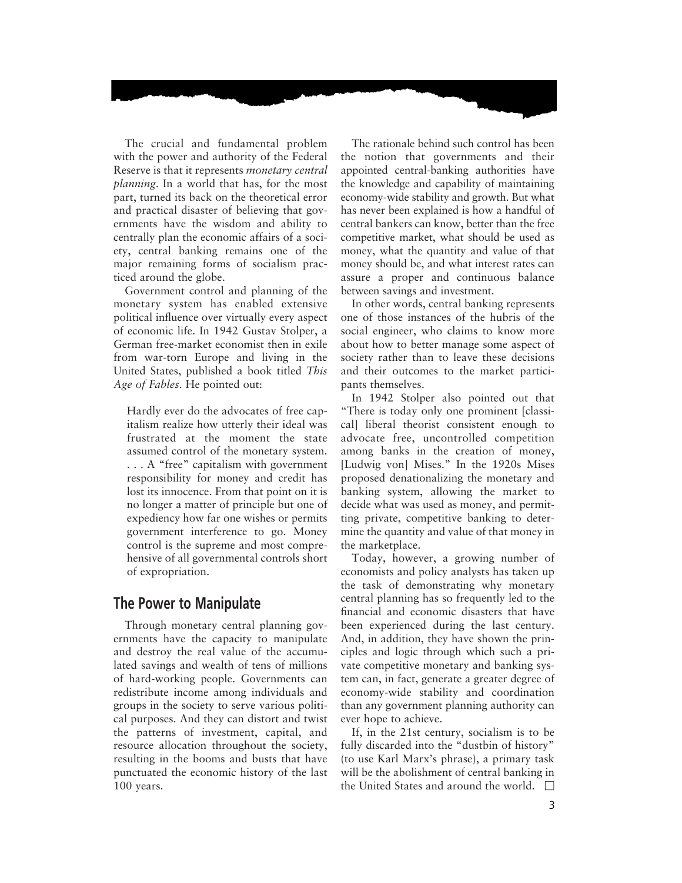The crucial and fundamental problem with the power and authority of the Federal Reserve is that it represents *monetary central planning*. In a world that has, for the most part, turned its back on the theoretical error and practical disaster of believing that governments have the wisdom and ability to centrally plan the economic affairs of a society, central banking remains one of the major remaining forms of socialism practiced around the globe.

Government control and planning of the monetary system has enabled extensive political influence over virtually every aspect of economic life. In 1942 Gustav Stolper, a German free-market economist then in exile from war-torn Europe and living in the United States, published a book titled *This Age of Fables*. He pointed out:

> Hardly ever do the advocates of free capitalism realize how utterly their ideal was frustrated at the moment the state assumed control of the monetary system. . . . A "free" capitalism with government responsibility for money and credit has lost its innocence. From that point on it is no longer a matter of principle but one of expediency how far one wishes or permits government interference to go. Money control is the supreme and most comprehensive of all governmental controls short of expropriation.

## The Power to Manipulate

Through monetary central planning governments have the capacity to manipulate and destroy the real value of the accumulated savings and wealth of tens of millions of hard-working people. Governments can redistribute income among individuals and groups in the society to serve various political purposes. And they can distort and twist the patterns of investment, capital, and resource allocation throughout the society, resulting in the booms and busts that have punctuated the economic history of the last 100 years.

The rationale behind such control has been the notion that governments and their appointed central-banking authorities have the knowledge and capability of maintaining economy-wide stability and growth. But what has never been explained is how a handful of central bankers can know, better than the free competitive market, what should be used as money, what the quantity and value of that money should be, and what interest rates can assure a proper and continuous balance between savings and investment.

In other words, central banking represents one of those instances of the hubris of the social engineer, who claims to know more about how to better manage some aspect of society rather than to leave these decisions and their outcomes to the market participants themselves.

In 1942 Stolper also pointed out that "There is today only one prominent [classical] liberal theorist consistent enough to advocate free, uncontrolled competition among banks in the creation of money, [Ludwig von] Mises." In the 1920s Mises proposed denationalizing the monetary and banking system, allowing the market to decide what was used as money, and permitting private, competitive banking to determine the quantity and value of that money in the marketplace.

Today, however, a growing number of economists and policy analysts has taken up the task of demonstrating why monetary central planning has so frequently led to the financial and economic disasters that have been experienced during the last century. And, in addition, they have shown the principles and logic through which such a private competitive monetary and banking system can, in fact, generate a greater degree of economy-wide stability and coordination than any government planning authority can ever hope to achieve.

If, in the 21st century, socialism is to be fully discarded into the "dustbin of history" (to use Karl Marx's phrase), a primary task will be the abolishment of central banking in the United States and around the world. □